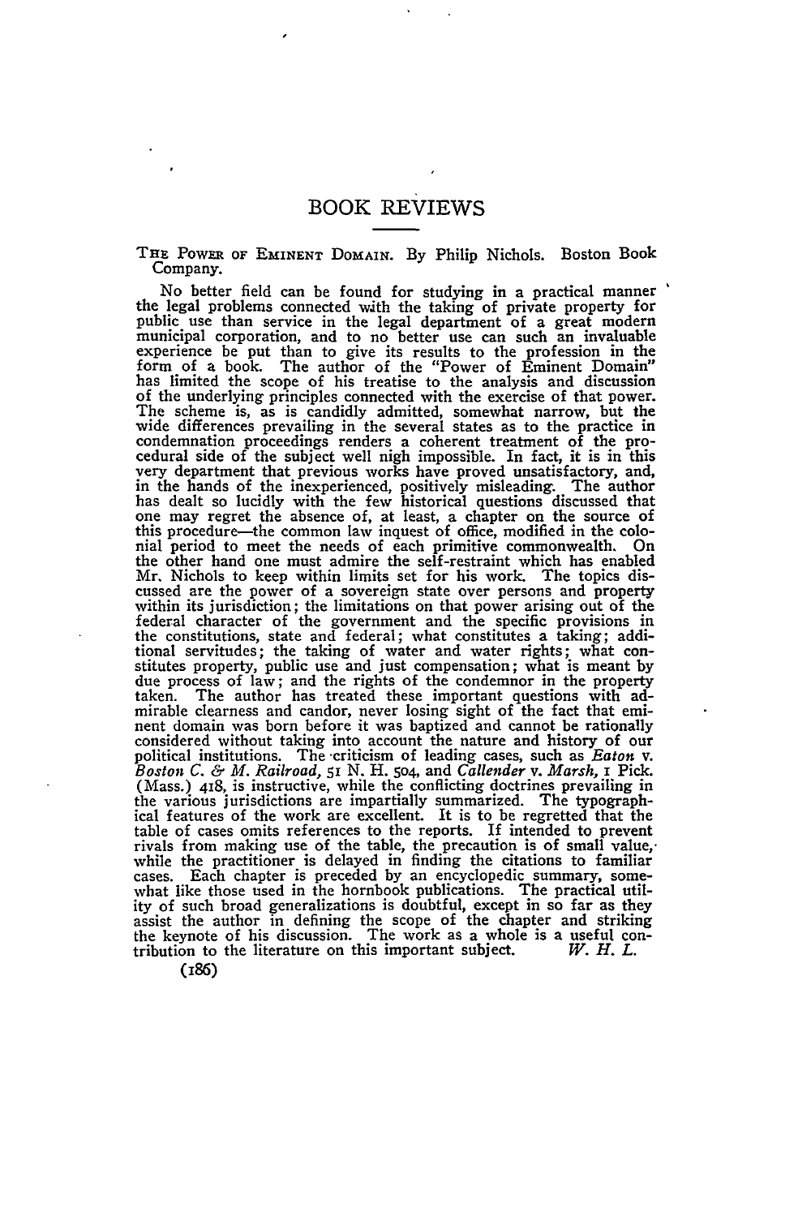# BOOK REVIEWS

The Power of Eminent Domain. By Philip Nichols. Boston Book Company.

No better field can be found for studying in a practical manner the legal problems connected with the taking of private property for public use than service in the legal department of a great modern municipal corporation, and to no better use can such an invaluable experience be put than to give its results to the profession in the form of a book. The author of the "Power of Eminent Domain" has limited the scope of his treatise to the analysis and discussion of the underlying principles connected with the exercise of that power. The scheme is, as is candidly admitted, somewhat narrow, but the wide differences prevailing in the several states as to the practice in condemnation proceedings renders a coherent treatment of the procedural side of the subject well nigh impossible. In fact, it is in this very department that previous works have proved unsatisfactory, and, in the hands of the inexperienced, positively misleading. The author has dealt so lucidly with the few historical questions discussed that one may regret the absence of, at least, a chapter on the source of this procedure—the common law inquest of office, modified in the colonial period to meet the needs of each primitive commonwealth. On the other hand one must admire the self-restraint which has enabled Mr. Nichols to keep within limits set for his work. The topics discussed are the power of a sovereign state over persons and property within its jurisdiction; the limitations on that power arising out of the federal character of the government and the specific provisions in the constitutions, state and federal; what constitutes a taking; additional servitudes; the taking of water and water rights; what constitutes property, public use and just compensation; what is meant by due process of law; and the rights of the condemnor in the property taken. The author has treated these important questions with admirable clearness and candor, never losing sight of the fact that eminent domain was born before it was baptized and cannot be rationally considered without taking into account the nature and history of our political institutions. The criticism of leading cases, such as *Eaton* v. *Boston C. & M. Railroad*, 51 N. H. 504, and *Callender* v. *Marsh*, 1 Pick. (Mass.) 418, is instructive, while the conflicting doctrines prevailing in the various jurisdictions are impartially summarized. The typographical features of the work are excellent. It is to be regretted that the table of cases omits references to the reports. If intended to prevent rivals from making use of the table, the precaution is of small value, while the practitioner is delayed in finding the citations to familiar cases. Each chapter is preceded by an encyclopedic summary, somewhat like those used in the hornbook publications. The practical utility of such broad generalizations is doubtful, except in so far as they assist the author in defining the scope of the chapter and striking the keynote of his discussion. The work as a whole is a useful contribution to the literature on this important subject. *W. H. L.*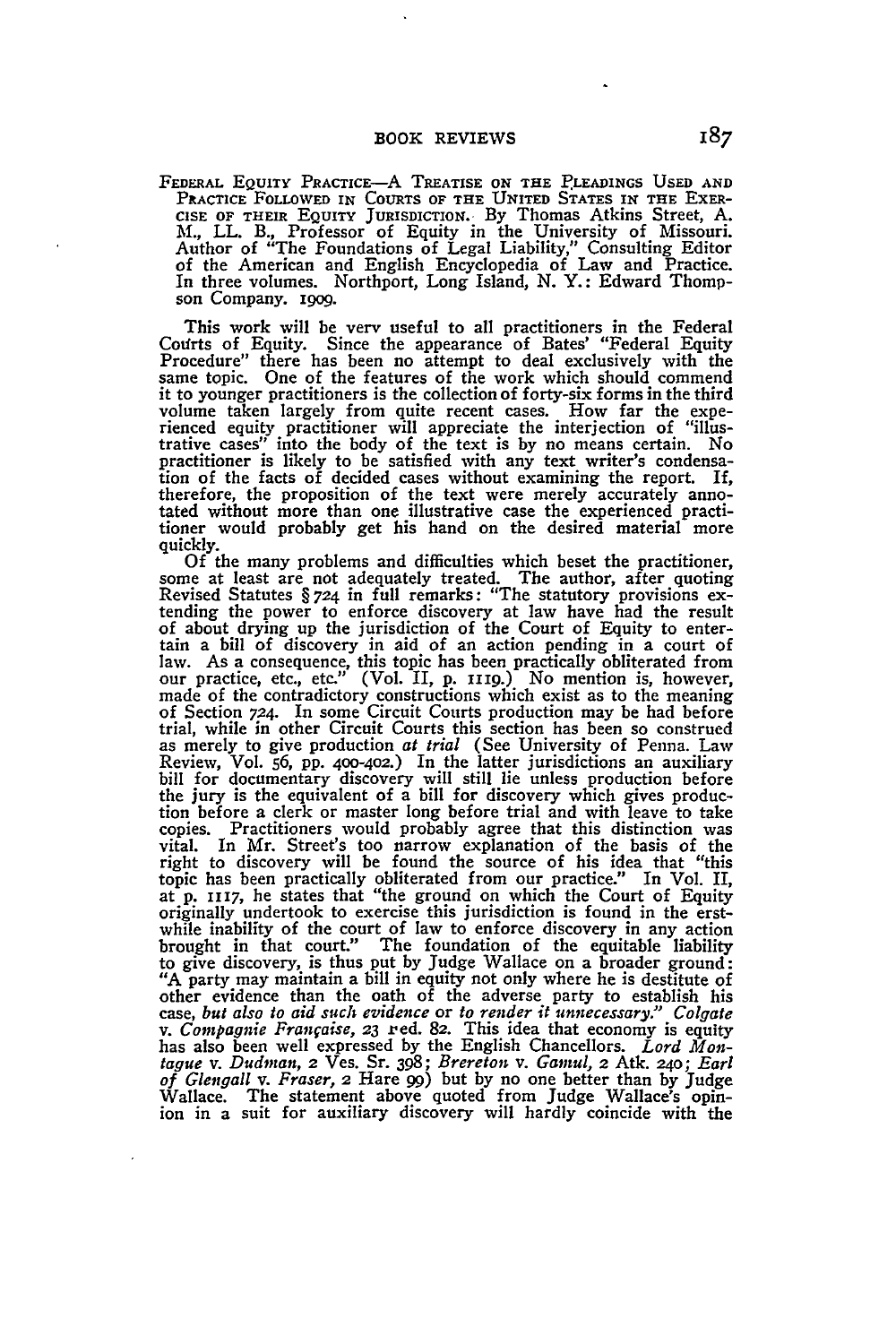FEDERAL EQUITY PRACTICE—A TREATISE ON THE PLEADINGS USED AND PRACTICE FOLLOWED IN COURTS OF THE UNITED STATES IN THE EXERCISE OF THEIR EQUITY JURISDICTION. By Thomas Atkins Street, A. M., LL. B., Professor of Equity in the University of Missouri. Author of "The Foundations of Legal Liability," Consulting Editor of the American and English Encyclopedia of Law and Practice. In three volumes. Northport, Long Island, N. Y.: Edward Thompson Company. 1909.

This work will be verv useful to all practitioners in the Federal Courts of Equity. Since the appearance of Bates' "Federal Equity Procedure" there has been no attempt to deal exclusively with the same topic. One of the features of the work which should commend it to younger practitioners is the collection of forty-six forms in the third volume taken largely from quite recent cases. How far the experienced equity practitioner will appreciate the interjection of "illustrative cases" into the body of the text is by no means certain. No practitioner is likely to be satisfied with any text writer's condensation of the facts of decided cases without examining the report. If, therefore, the proposition of the text were merely accurately annotated without more than one illustrative case the experienced practitioner would probably get his hand on the desired material more quickly.

Of the many problems and difficulties which beset the practitioner, some at least are not adequately treated. The author, after quoting Revised Statutes § 724 in full remarks: "The statutory provisions extending the power to enforce discovery at law have had the result of about drying up the jurisdiction of the Court of Equity to entertain a bill of discovery in aid of an action pending in a court of law. As a consequence, this topic has been practically obliterated from our practice, etc., etc." (Vol. II, p. 1119.) No mention is, however, made of the contradictory constructions which exist as to the meaning of Section 724. In some Circuit Courts production may be had before trial, while in other Circuit Courts this section has been so construed as merely to give production *at trial* (See University of Penna. Law Review, Vol. 56, pp. 400-402.) In the latter jurisdictions an auxiliary bill for documentary discovery will still lie unless production before the jury is the equivalent of a bill for discovery which gives production before a clerk or master long before trial and with leave to take copies. Practitioners would probably agree that this distinction was vital. In Mr. Street's too narrow explanation of the basis of the right to discovery will be found the source of his idea that "this topic has been practically obliterated from our practice." In Vol. II, at p. 1117, he states that "the ground on which the Court of Equity originally undertook to exercise this jurisdiction is found in the erstwhile inability of the court of law to enforce discovery in any action brought in that court." The foundation of the equitable liability to give discovery, is thus put by Judge Wallace on a broader ground: "A party may maintain a bill in equity not only where he is destitute of other evidence than the oath of the adverse party to establish his case, *but also to aid such evidence* or *to render it unnecessary." Colgate v. Compagnie Française,* 23 Fed. 82. This idea that economy is equity has also been well expressed by the English Chancellors. *Lord Montague* v. *Dudman,* 2 Ves. Sr. 398; *Brereton* v. *Gamul,* 2 Atk. 240; *Earl of Glengall* v. *Fraser,* 2 Hare 99) but by no one better than by Judge Wallace. The statement above quoted from Judge Wallace's opinion in a suit for auxiliary discovery will hardly coincide with the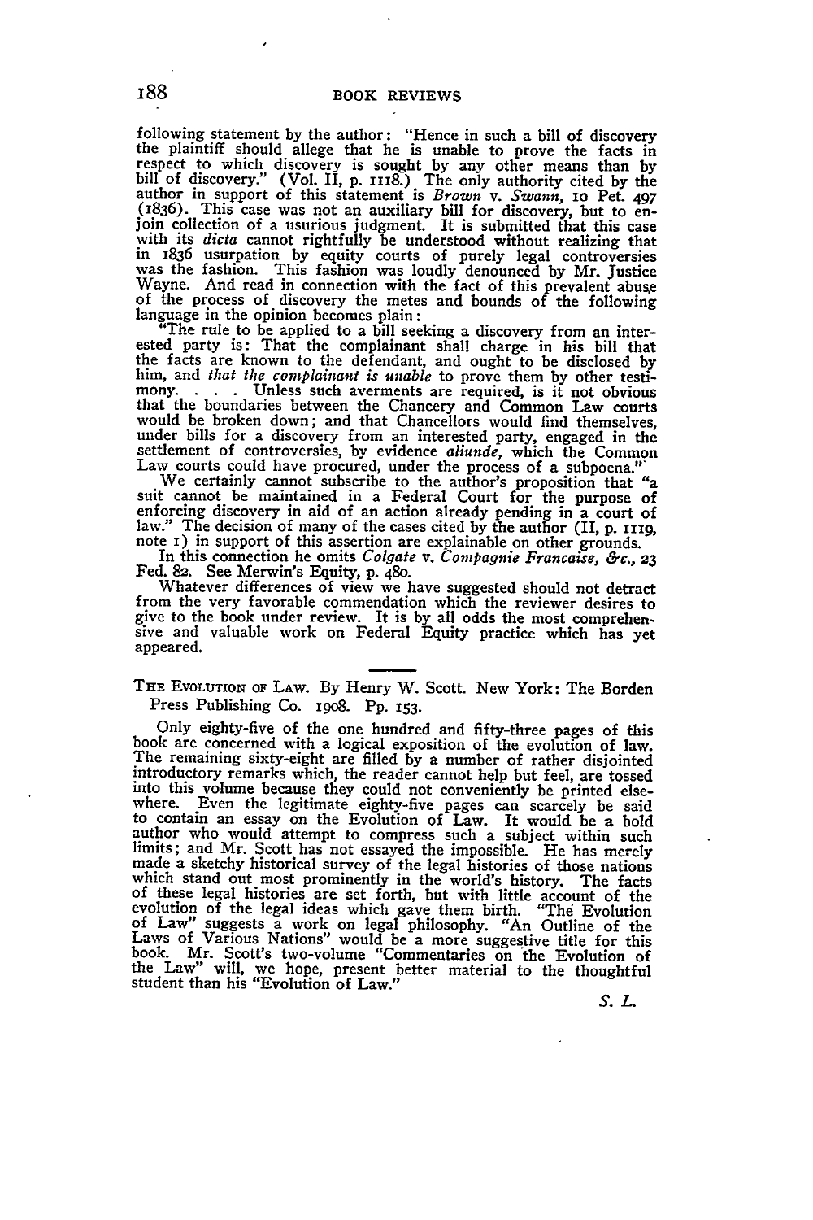following statement by the author: "Hence in such a bill of discovery the plaintiff should allege that he is unable to prove the facts in respect to which discovery is sought by any other means than by bill of discovery." (Vol. II, p. 1118.) The only authority cited by the author in support of this statement is *Brown* v. *Swann*, 10 Pet. 497 (1836). This case was not an auxiliary bill for discovery, but to enjoin collection of a usurious judgment. It is submitted that this case with its *dicta* cannot rightfully be understood without realizing that in 1836 usurpation by equity courts of purely legal controversies was the fashion. This fashion was loudly denounced by Mr. Justice Wayne. And read in connection with the fact of this prevalent abuse of the process of discovery the metes and bounds of the following language in the opinion becomes plain:

"The rule to be applied to a bill seeking a discovery from an interested party is: That the complainant shall charge in his bill that the facts are known to the defendant, and ought to be disclosed by him, and *that the complainant is unable* to prove them by other testimony. . . . Unless such averments are required, is it not obvious that the boundaries between the Chancery and Common Law courts would be broken down; and that Chancellors would find themselves, under bills for a discovery from an interested party, engaged in the settlement of controversies, by evidence *aliunde*, which the Common Law courts could have procured, under the process of a subpoena."

We certainly cannot subscribe to the author's proposition that "a suit cannot be maintained in a Federal Court for the purpose of enforcing discovery in aid of an action already pending in a court of law." The decision of many of the cases cited by the author (II, p. 1119, note 1) in support of this assertion are explainable on other grounds.

In this connection he omits *Colgate* v. *Compagnie Francaise, &c.*, 23 Fed. 82. See Merwin's Equity, p. 480.

Whatever differences of view we have suggested should not detract from the very favorable commendation which the reviewer desires to give to the book under review. It is by all odds the most comprehensive and valuable work on Federal Equity practice which has yet appeared.

---

THE EVOLUTION OF LAW. By Henry W. Scott. New York: The Borden Press Publishing Co. 1908. Pp. 153.

Only eighty-five of the one hundred and fifty-three pages of this book are concerned with a logical exposition of the evolution of law. The remaining sixty-eight are filled by a number of rather disjointed introductory remarks which, the reader cannot help but feel, are tossed into this volume because they could not conveniently be printed elsewhere. Even the legitimate eighty-five pages can scarcely be said to contain an essay on the Evolution of Law. It would be a bold author who would attempt to compress such a subject within such limits; and Mr. Scott has not essayed the impossible. He has merely made a sketchy historical survey of the legal histories of those nations which stand out most prominently in the world's history. The facts of these legal histories are set forth, but with little account of the evolution of the legal ideas which gave them birth. "The Evolution of Law" suggests a work on legal philosophy. "An Outline of the Laws of Various Nations" would be a more suggestive title for this book. Mr. Scott's two-volume "Commentaries on the Evolution of the Law" will, we hope, present better material to the thoughtful student than his "Evolution of Law."

*S. L.*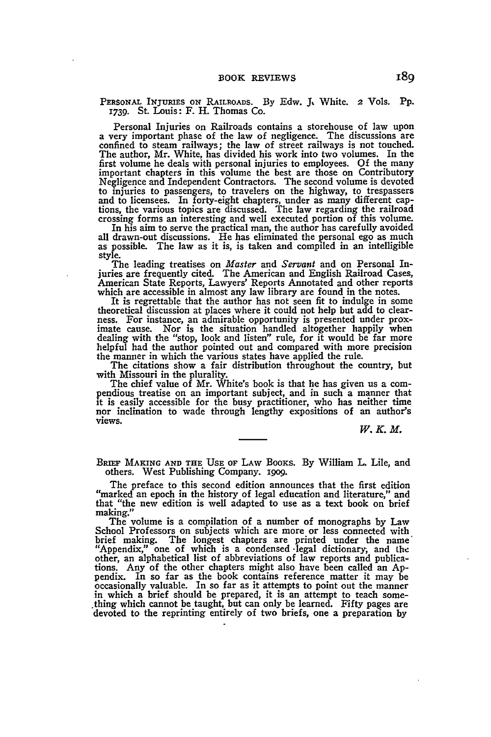PERSONAL INJURIES ON RAILROADS. By Edw. J. White. 2 Vols. Pp. 1739. St. Louis: F. H. Thomas Co.

Personal Injuries on Railroads contains a storehouse of law upon a very important phase of the law of negligence. The discussions are confined to steam railways; the law of street railways is not touched. The author, Mr. White, has divided his work into two volumes. In the first volume he deals with personal injuries to employees. Of the many important chapters in this volume the best are those on Contributory Negligence and Independent Contractors. The second volume is devoted to injuries to passengers, to travelers on the highway, to trespassers and to licensees. In forty-eight chapters, under as many different captions, the various topics are discussed. The law regarding the railroad crossing forms an interesting and well executed portion of this volume.

In his aim to serve the practical man, the author has carefully avoided all drawn-out discussions. He has eliminated the personal ego as much as possible. The law as it is, is taken and compiled in an intelligible style.

The leading treatises on *Master* and *Servant* and on Personal Injuries are frequently cited. The American and English Railroad Cases, American State Reports, Lawyers' Reports Annotated and other reports which are accessible in almost any law library are found in the notes.

It is regrettable that the author has not seen fit to indulge in some theoretical discussion at places where it could not help but add to clearness. For instance, an admirable opportunity is presented under proximate cause. Nor is the situation handled altogether happily when dealing with the "stop, look and listen" rule, for it would be far more helpful had the author pointed out and compared with more precision the manner in which the various states have applied the rule.

The citations show a fair distribution throughout the country, but with Missouri in the plurality.

The chief value of Mr. White's book is that he has given us a compendious treatise on an important subject, and in such a manner that it is easily accessible for the busy practitioner, who has neither time nor inclination to wade through lengthy expositions of an author's views.

*W. K. M.*

---

BRIEF MAKING AND THE USE OF LAW BOOKS. By William L. Lile, and others. West Publishing Company. 1909.

The preface to this second edition announces that the first edition "marked an epoch in the history of legal education and literature," and that "the new edition is well adapted to use as a text book on brief making."

The volume is a compilation of a number of monographs by Law School Professors on subjects which are more or less connected with brief making. The longest chapters are printed under the name "Appendix," one of which is a condensed legal dictionary, and the other, an alphabetical list of abbreviations of law reports and publications. Any of the other chapters might also have been called an Appendix. In so far as the book contains reference matter it may be occasionally valuable. In so far as it attempts to point out the manner in which a brief should be prepared, it is an attempt to teach something which cannot be taught, but can only be learned. Fifty pages are devoted to the reprinting entirely of two briefs, one a preparation by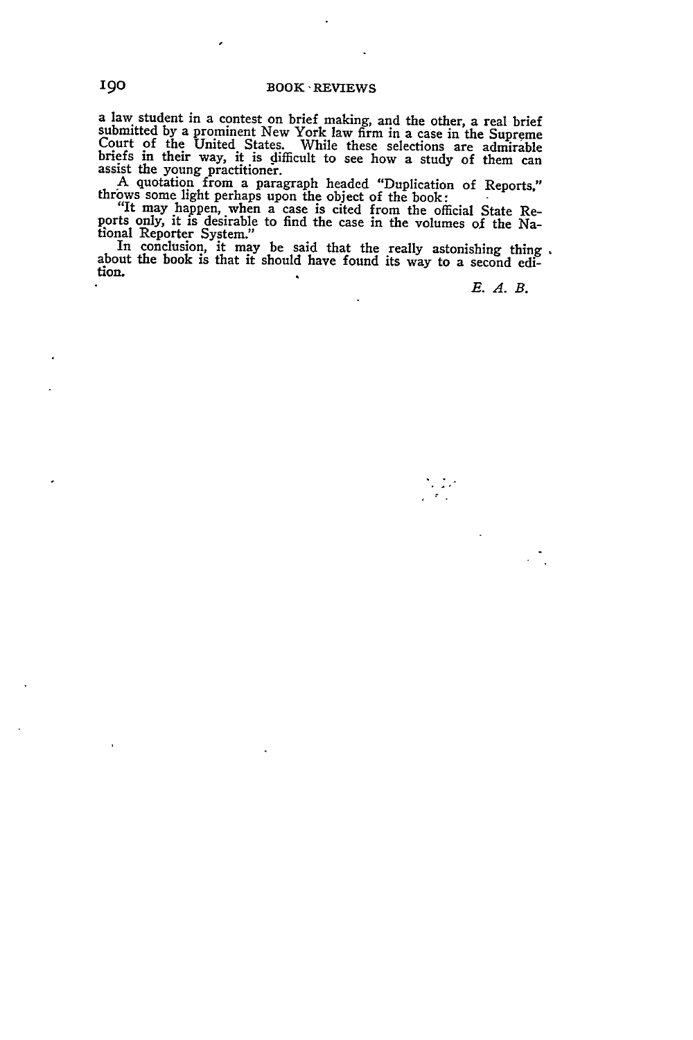a law student in a contest on brief making, and the other, a real brief submitted by a prominent New York law firm in a case in the Supreme Court of the United States. While these selections are admirable briefs in their way, it is difficult to see how a study of them can assist the young practitioner.

A quotation from a paragraph headed "Duplication of Reports," throws some light perhaps upon the object of the book:

"It may happen, when a case is cited from the official State Reports only, it is desirable to find the case in the volumes of the National Reporter System."

In conclusion, it may be said that the really astonishing thing about the book is that it should have found its way to a second edition.

*E. A. B.*